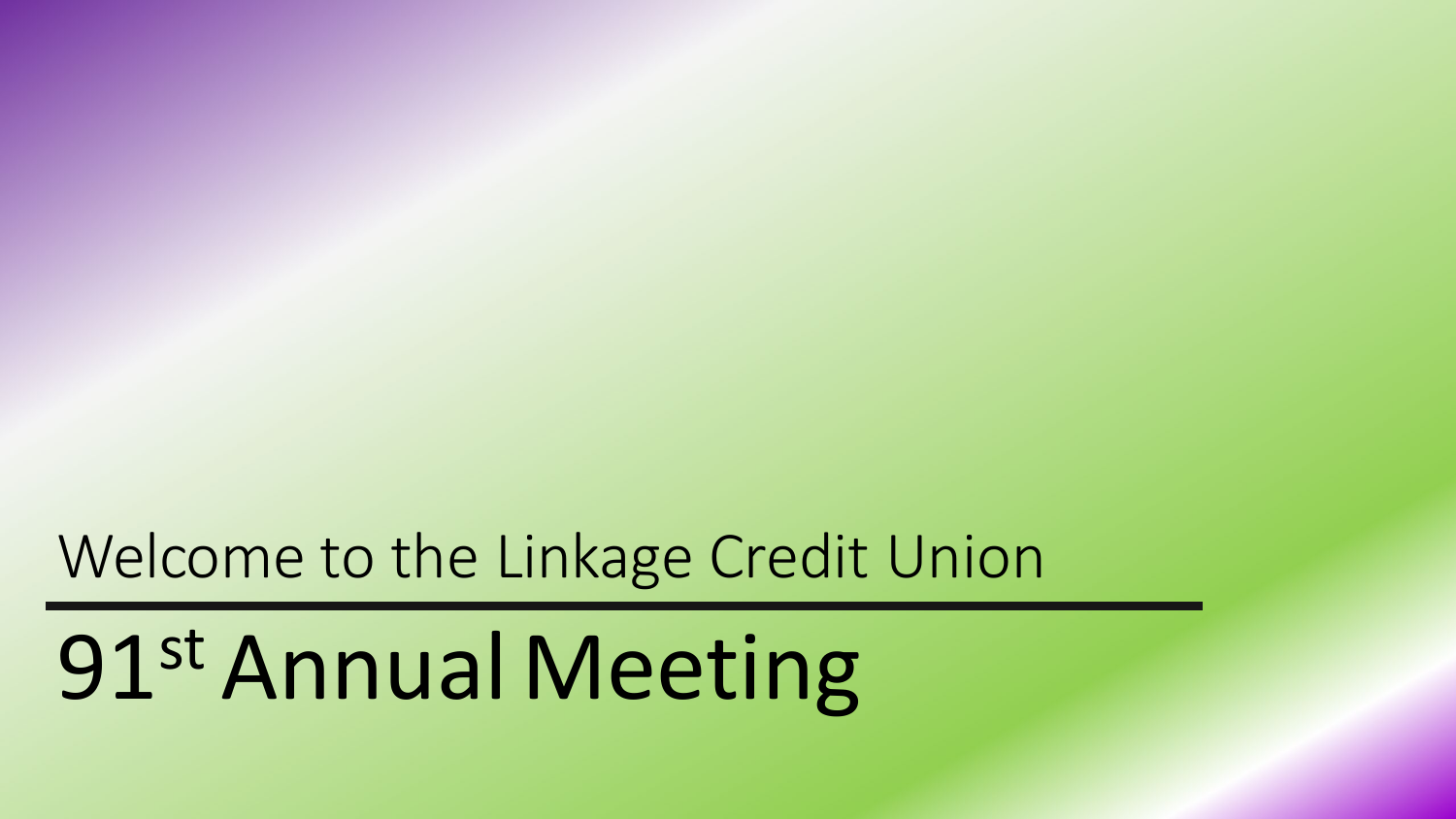Welcome to the Linkage Credit Union

# 91st Annual Meeting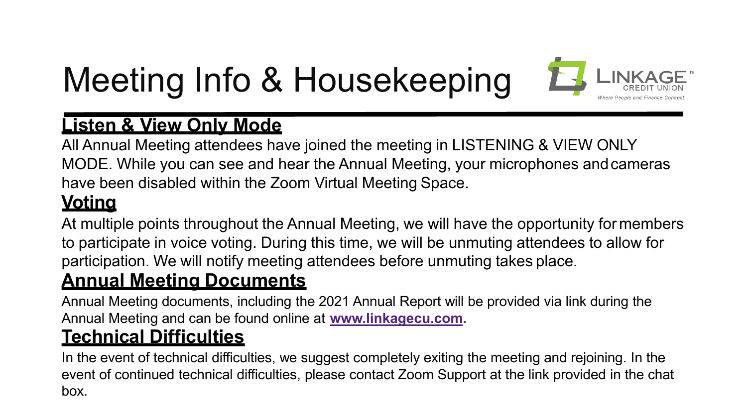# Meeting Info & Housekeeping

LINKAGE™
CREDIT UNION
*Where People and Finance Connect.*

## Listen & View Only Mode

All Annual Meeting attendees have joined the meeting in LISTENING & VIEW ONLY MODE. While you can see and hear the Annual Meeting, your microphones and cameras have been disabled within the Zoom Virtual Meeting Space.

## Voting

At multiple points throughout the Annual Meeting, we will have the opportunity for members to participate in voice voting. During this time, we will be unmuting attendees to allow for participation. We will notify meeting attendees before unmuting takes place.

## Annual Meeting Documents

Annual Meeting documents, including the 2021 Annual Report will be provided via link during the Annual Meeting and can be found online at **www.linkagecu.com.**

## Technical Difficulties

In the event of technical difficulties, we suggest completely exiting the meeting and rejoining. In the event of continued technical difficulties, please contact Zoom Support at the link provided in the chat box.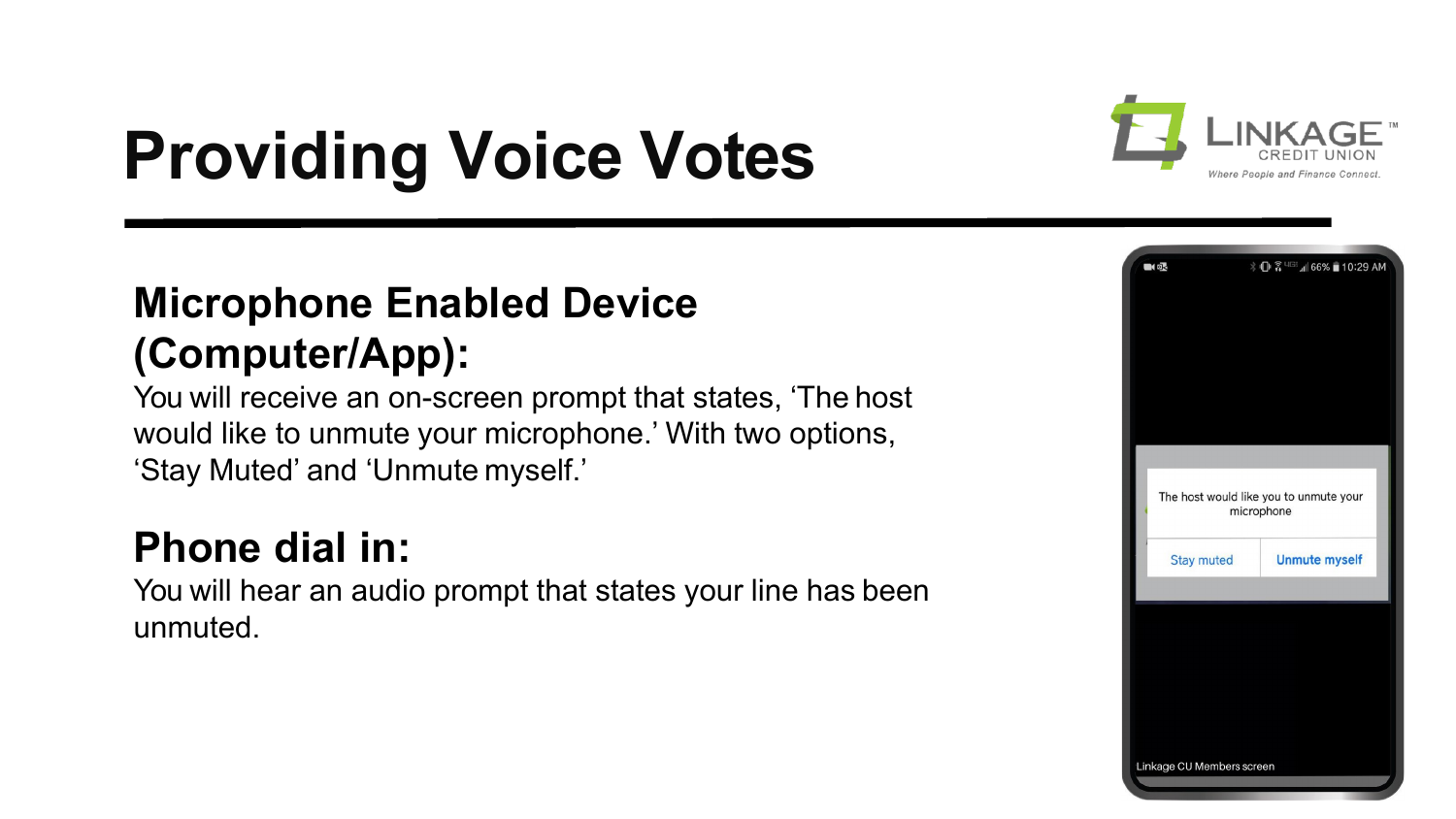# Providing Voice Votes

## Microphone Enabled Device (Computer/App):

You will receive an on-screen prompt that states, 'The host would like to unmute your microphone.' With two options, 'Stay Muted' and 'Unmute myself.'

## Phone dial in:

You will hear an audio prompt that states your line has been unmuted.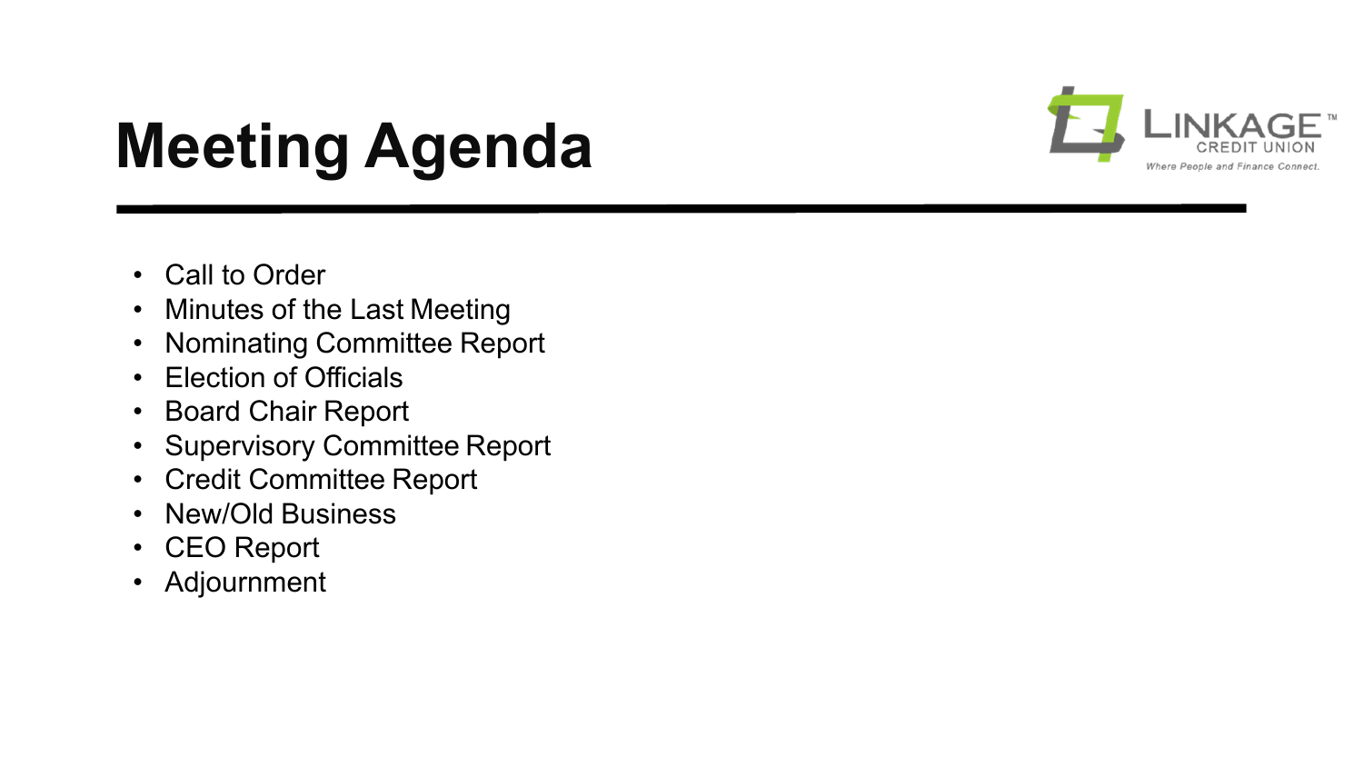# Meeting Agenda

- Call to Order
- Minutes of the Last Meeting
- Nominating Committee Report
- Election of Officials
- Board Chair Report
- Supervisory Committee Report
- Credit Committee Report
- New/Old Business
- CEO Report
- Adjournment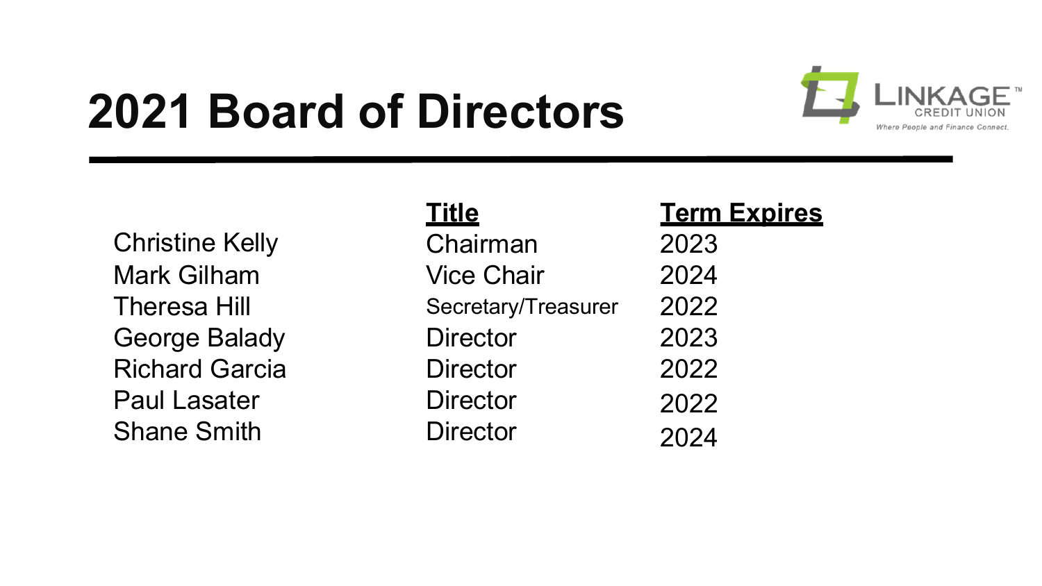# 2021 Board of Directors

LINKAGE CREDIT UNION
Where People and Finance Connect.

| | Title | Term Expires |
|---|---|---|
| Christine Kelly | Chairman | 2023 |
| Mark Gilham | Vice Chair | 2024 |
| Theresa Hill | Secretary/Treasurer | 2022 |
| George Balady | Director | 2023 |
| Richard Garcia | Director | 2022 |
| Paul Lasater | Director | 2022 |
| Shane Smith | Director | 2024 |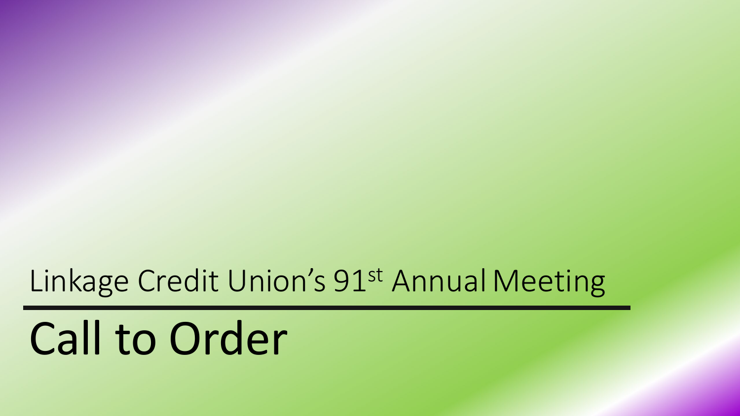Linkage Credit Union's 91st Annual Meeting

# Call to Order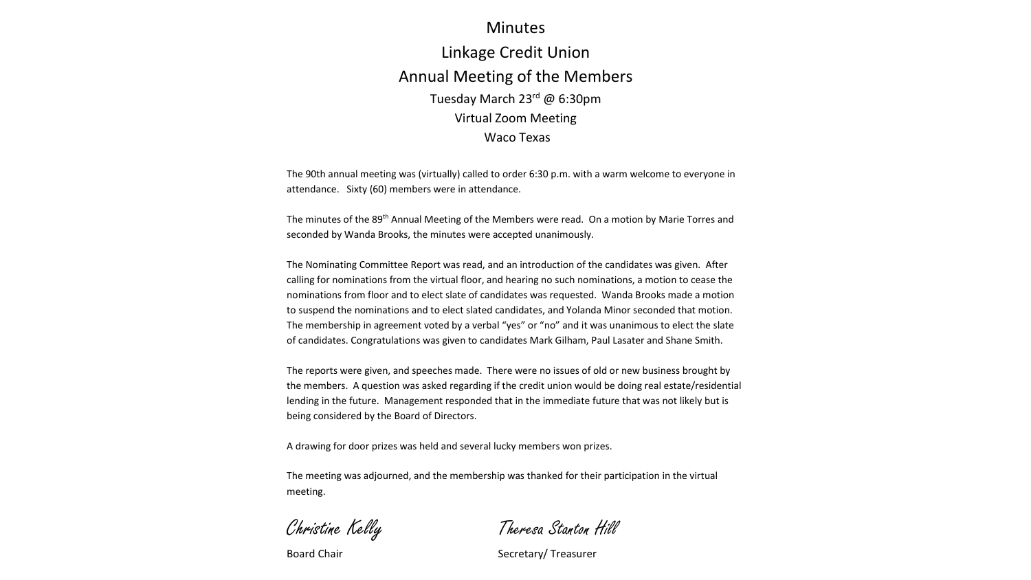# Minutes

## Linkage Credit Union

## Annual Meeting of the Members

Tuesday March 23rd @ 6:30pm

Virtual Zoom Meeting

Waco Texas

The 90th annual meeting was (virtually) called to order 6:30 p.m. with a warm welcome to everyone in attendance. Sixty (60) members were in attendance.

The minutes of the 89th Annual Meeting of the Members were read. On a motion by Marie Torres and seconded by Wanda Brooks, the minutes were accepted unanimously.

The Nominating Committee Report was read, and an introduction of the candidates was given. After calling for nominations from the virtual floor, and hearing no such nominations, a motion to cease the nominations from floor and to elect slate of candidates was requested. Wanda Brooks made a motion to suspend the nominations and to elect slated candidates, and Yolanda Minor seconded that motion. The membership in agreement voted by a verbal "yes" or "no" and it was unanimous to elect the slate of candidates. Congratulations was given to candidates Mark Gilham, Paul Lasater and Shane Smith.

The reports were given, and speeches made. There were no issues of old or new business brought by the members. A question was asked regarding if the credit union would be doing real estate/residential lending in the future. Management responded that in the immediate future that was not likely but is being considered by the Board of Directors.

A drawing for door prizes was held and several lucky members won prizes.

The meeting was adjourned, and the membership was thanked for their participation in the virtual meeting.

| *Christine Kelly* | *Theresa Stanton Hill* |
|---|---|
| Board Chair | Secretary/ Treasurer |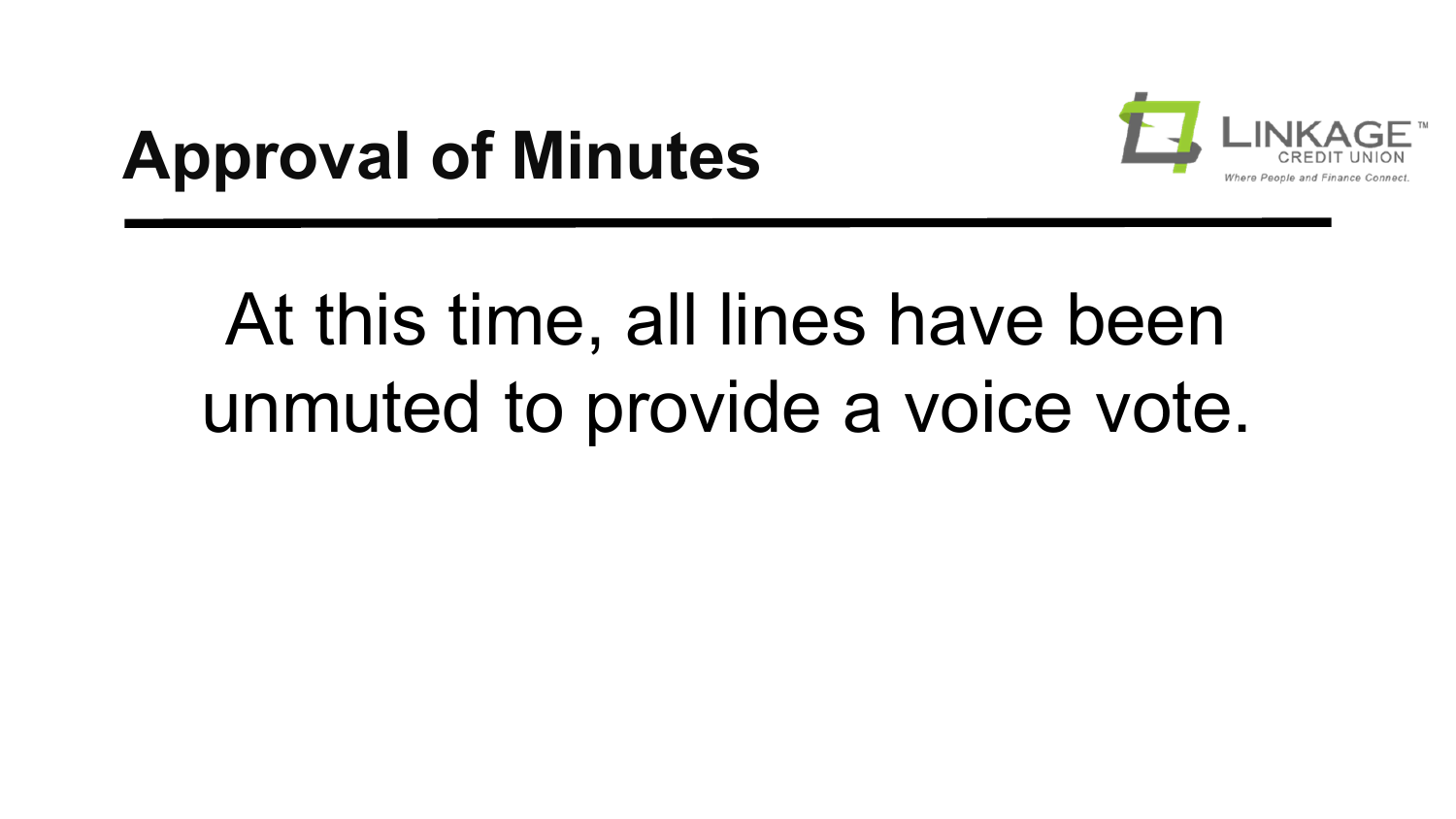# Approval of Minutes

At this time, all lines have been unmuted to provide a voice vote.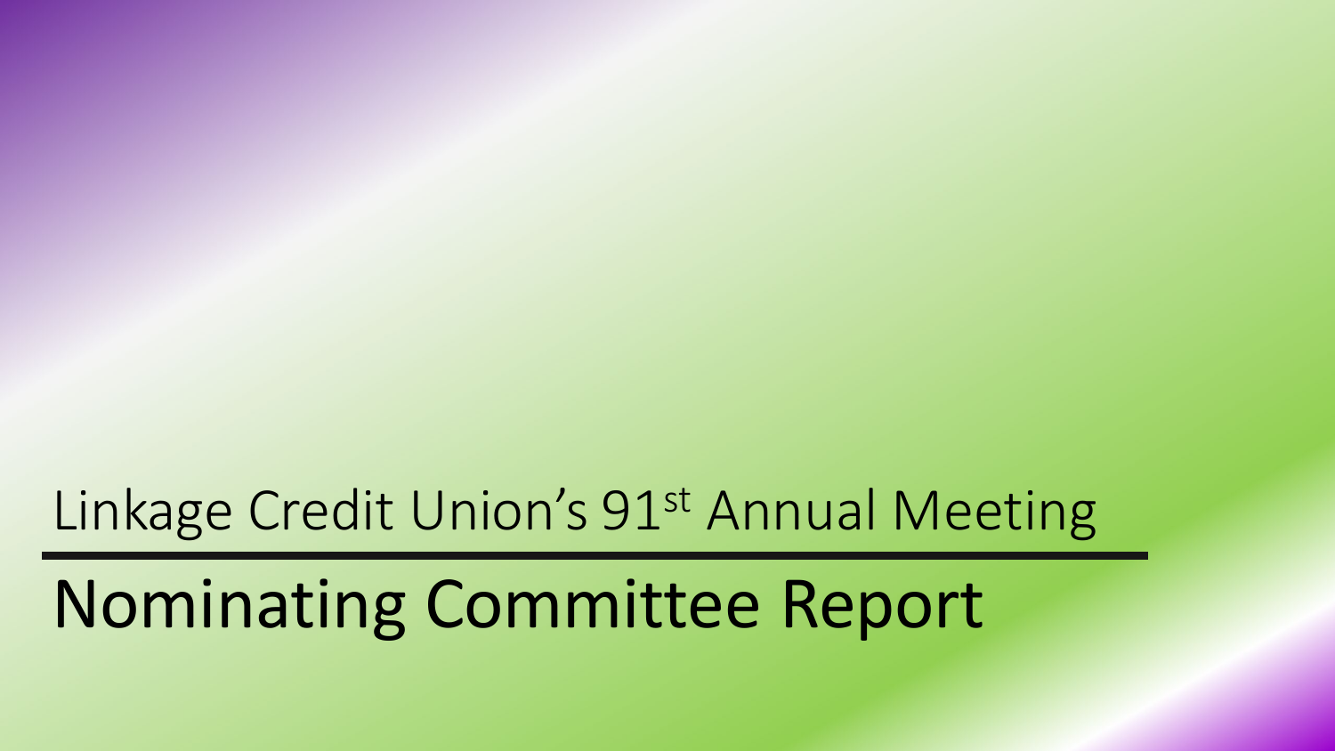Linkage Credit Union's 91st Annual Meeting

# Nominating Committee Report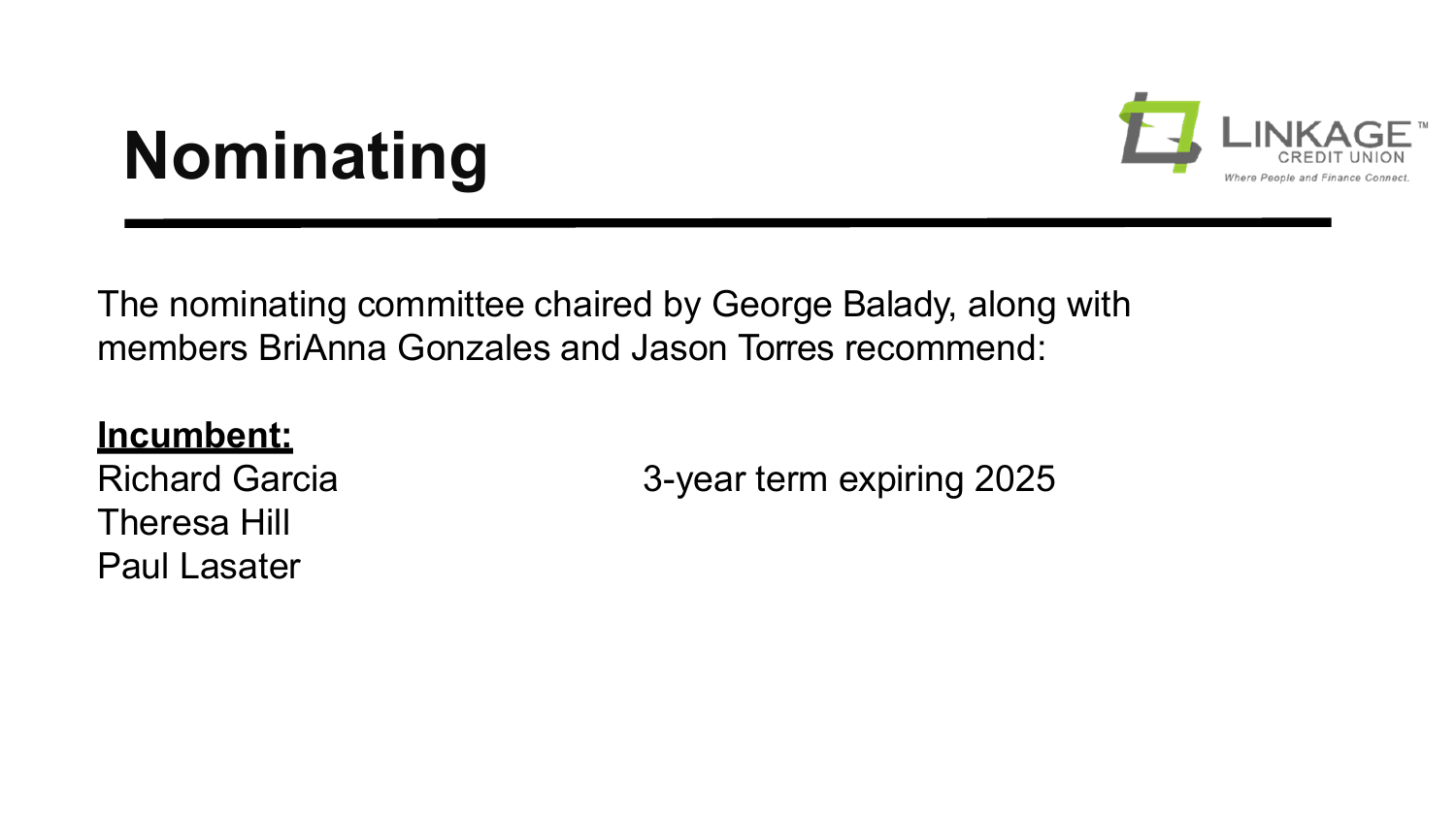# Nominating

The nominating committee chaired by George Balady, along with members BriAnna Gonzales and Jason Torres recommend:

**Incumbent:**

Richard Garcia — 3-year term expiring 2025

Theresa Hill

Paul Lasater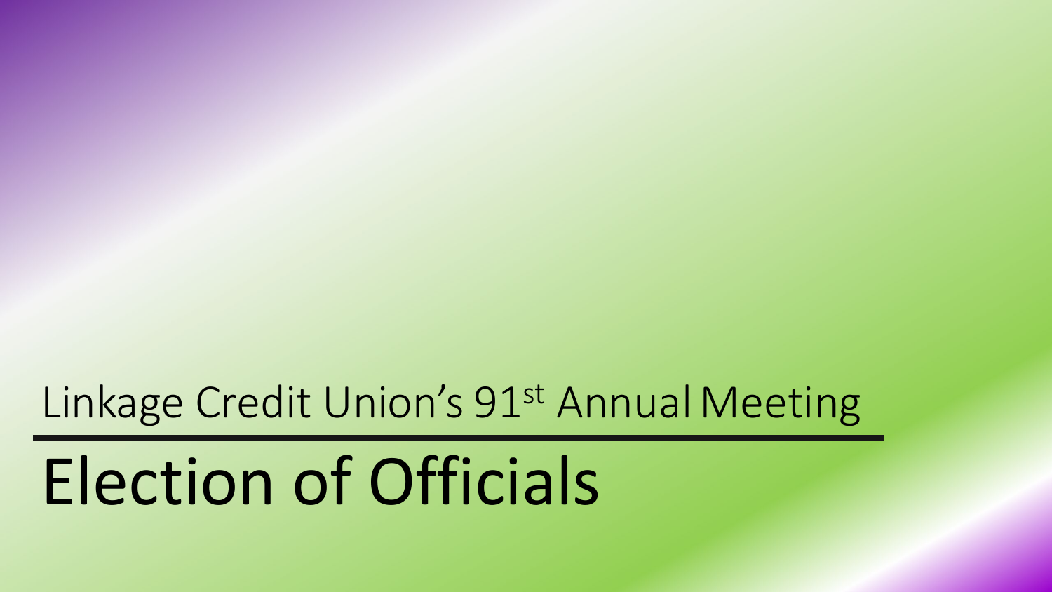Linkage Credit Union’s 91st Annual Meeting

# Election of Officials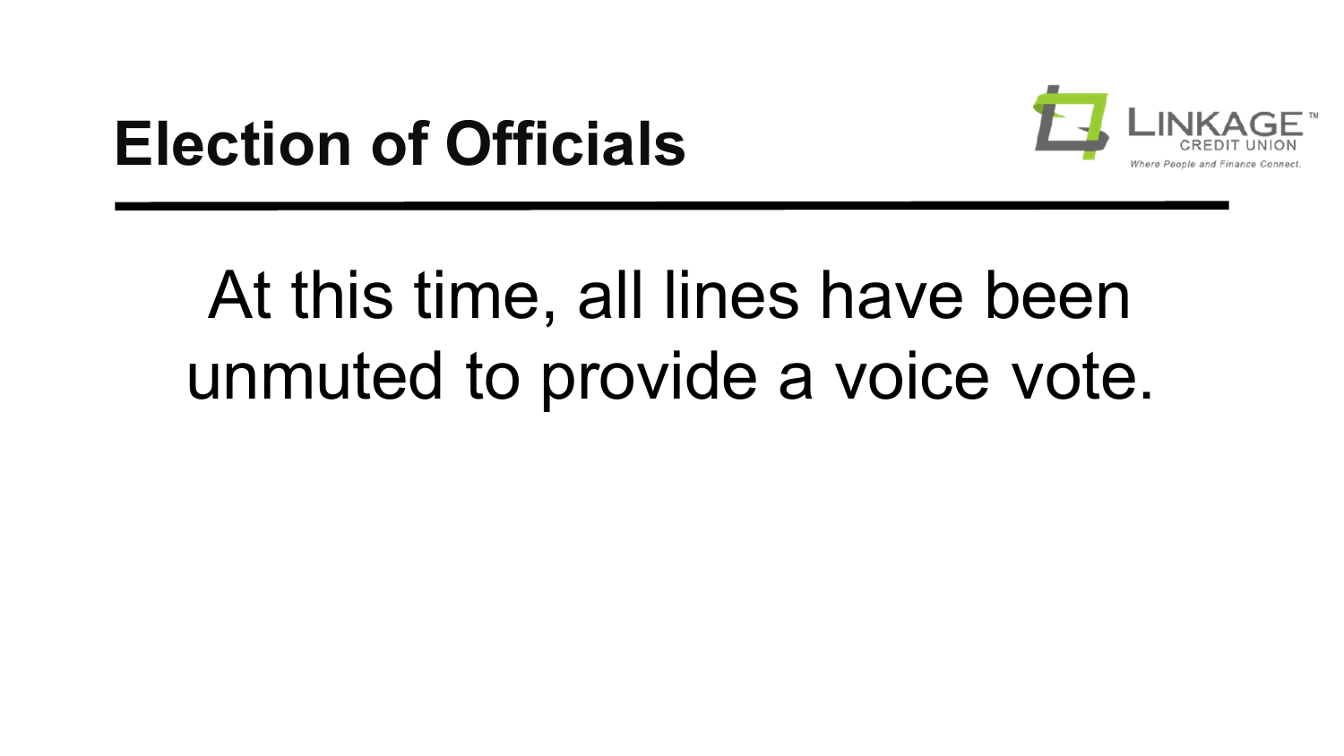# Election of Officials

At this time, all lines have been unmuted to provide a voice vote.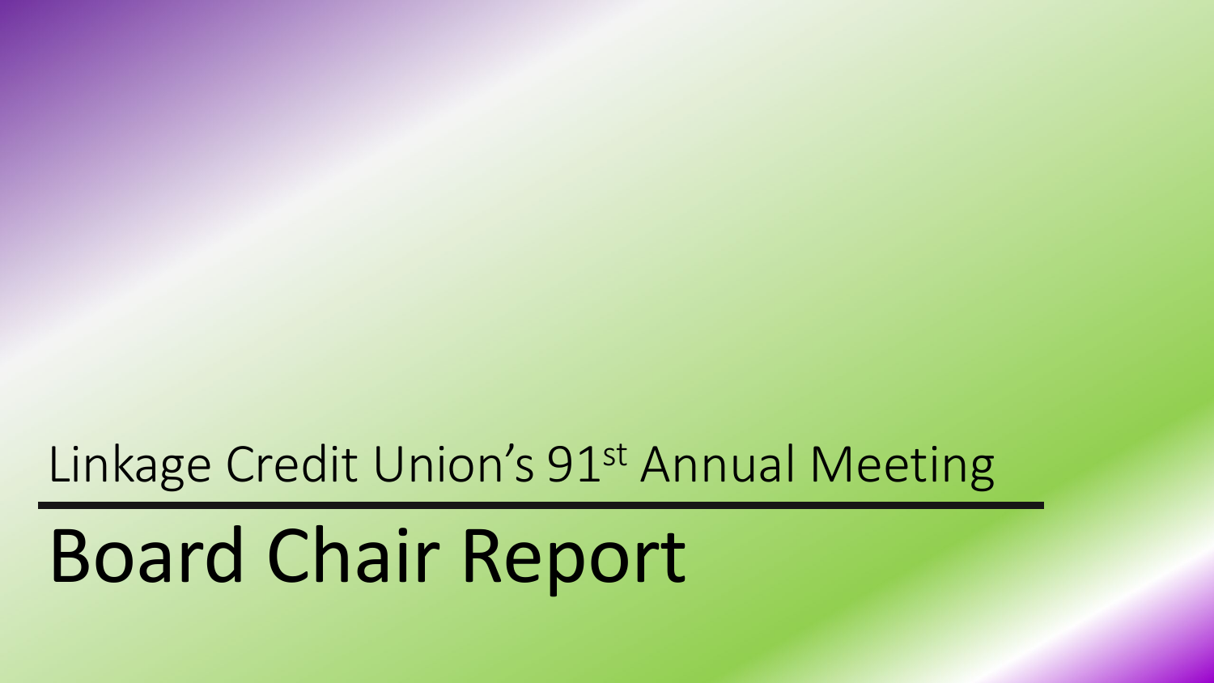Linkage Credit Union's 91st Annual Meeting

# Board Chair Report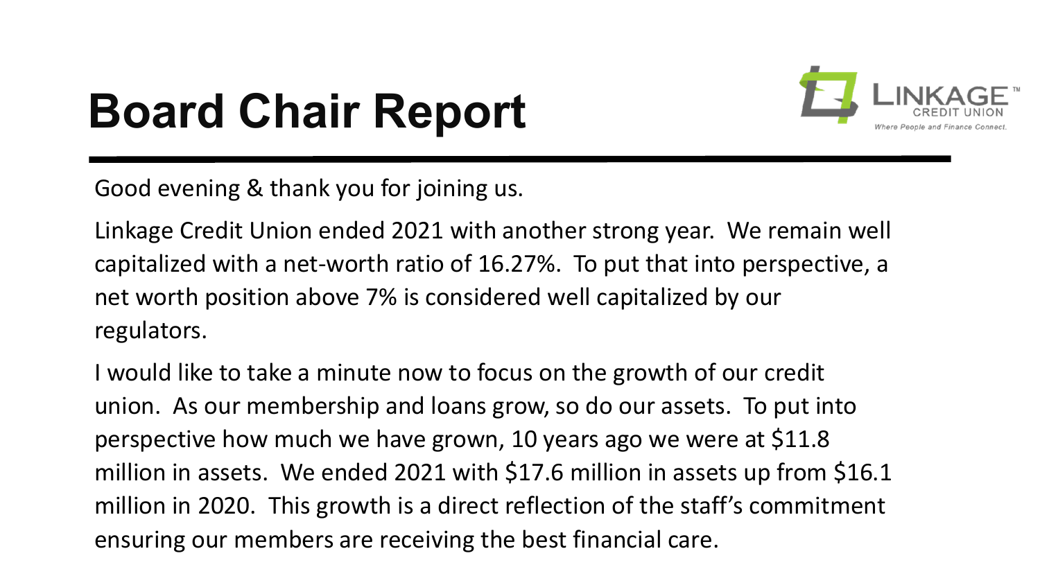# Board Chair Report

Good evening & thank you for joining us.

Linkage Credit Union ended 2021 with another strong year. We remain well capitalized with a net-worth ratio of 16.27%. To put that into perspective, a net worth position above 7% is considered well capitalized by our regulators.

I would like to take a minute now to focus on the growth of our credit union. As our membership and loans grow, so do our assets. To put into perspective how much we have grown, 10 years ago we were at $11.8 million in assets. We ended 2021 with $17.6 million in assets up from $16.1 million in 2020. This growth is a direct reflection of the staff's commitment ensuring our members are receiving the best financial care.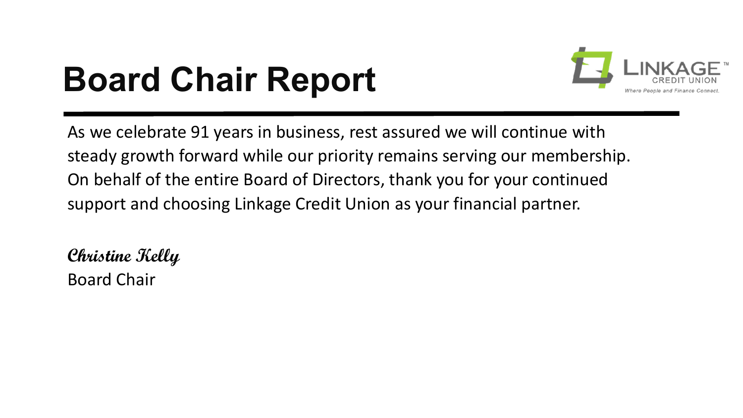# Board Chair Report

As we celebrate 91 years in business, rest assured we will continue with steady growth forward while our priority remains serving our membership. On behalf of the entire Board of Directors, thank you for your continued support and choosing Linkage Credit Union as your financial partner.

***Christine Kelly***
Board Chair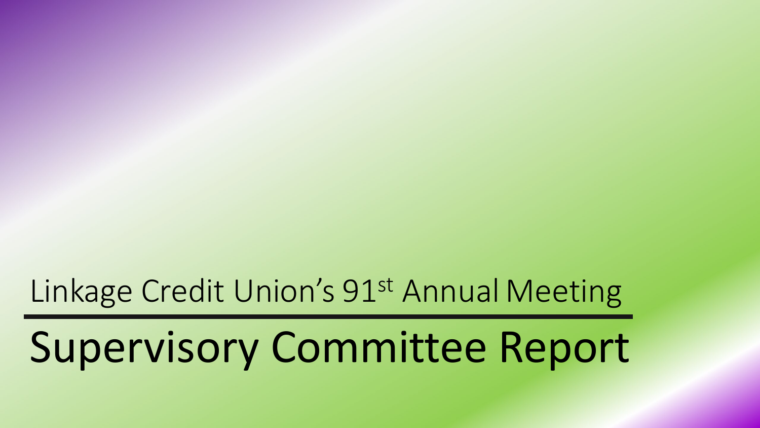Linkage Credit Union's 91st Annual Meeting

# Supervisory Committee Report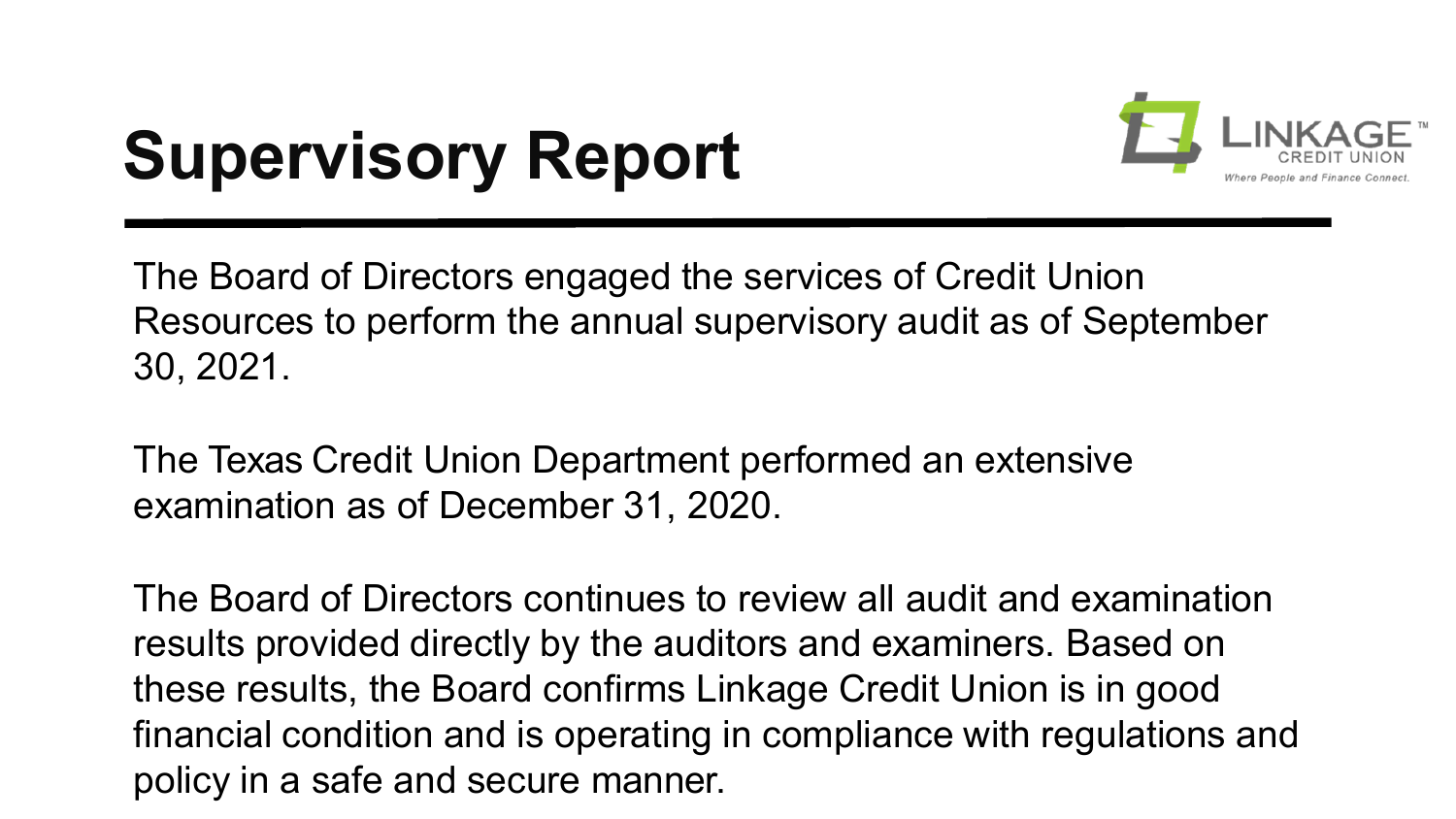# Supervisory Report

The Board of Directors engaged the services of Credit Union Resources to perform the annual supervisory audit as of September 30, 2021.

The Texas Credit Union Department performed an extensive examination as of December 31, 2020.

The Board of Directors continues to review all audit and examination results provided directly by the auditors and examiners. Based on these results, the Board confirms Linkage Credit Union is in good financial condition and is operating in compliance with regulations and policy in a safe and secure manner.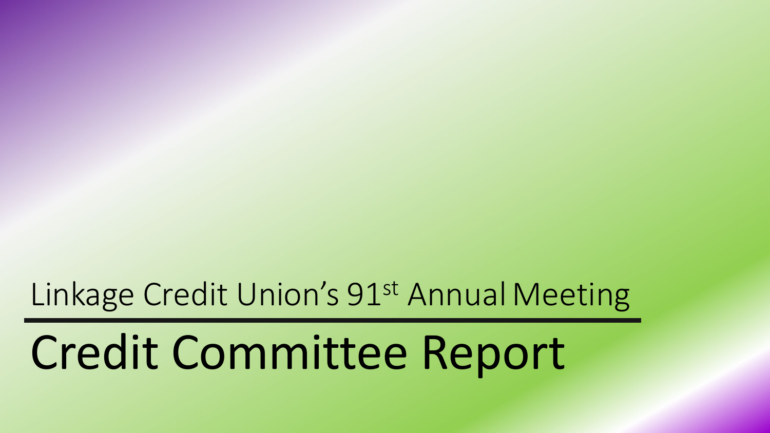Linkage Credit Union's 91st Annual Meeting

# Credit Committee Report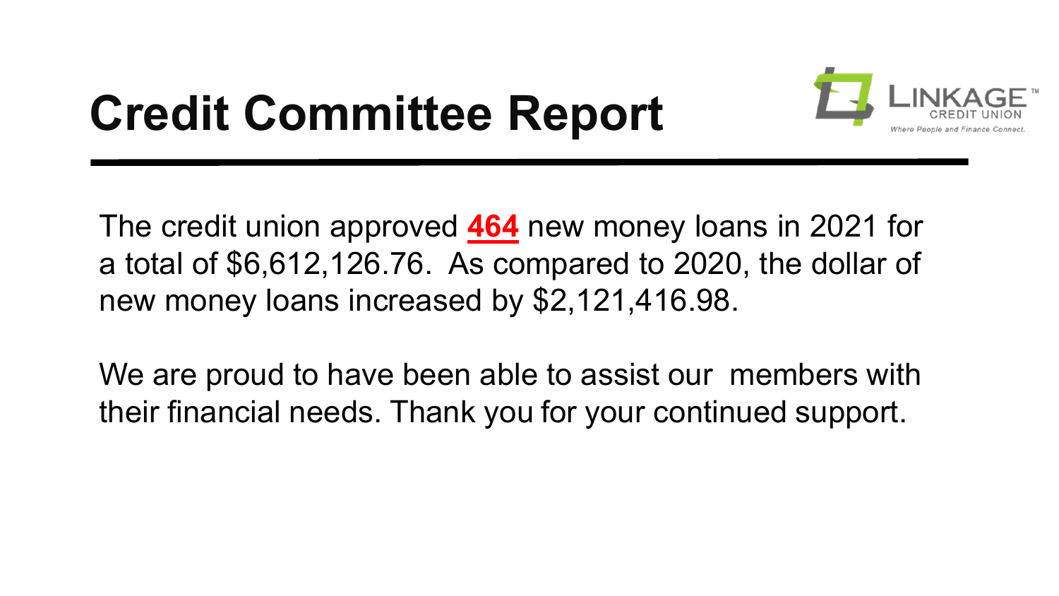# Credit Committee Report

LINKAGE CREDIT UNION
*Where People and Finance Connect.*

The credit union approved **464** new money loans in 2021 for a total of $6,612,126.76.  As compared to 2020, the dollar of new money loans increased by $2,121,416.98.

We are proud to have been able to assist our  members with their financial needs. Thank you for your continued support.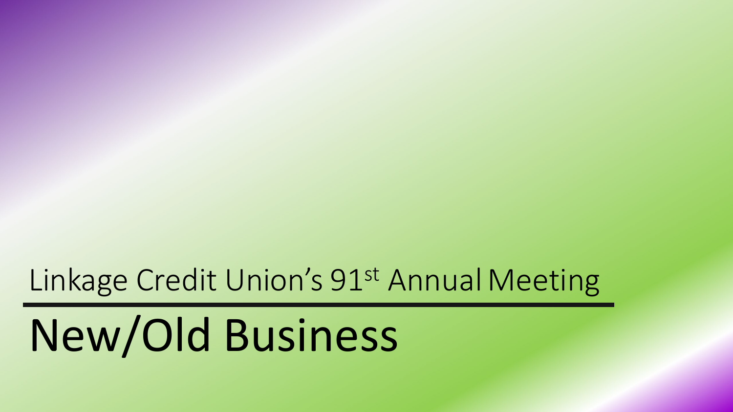Linkage Credit Union's 91st Annual Meeting

# New/Old Business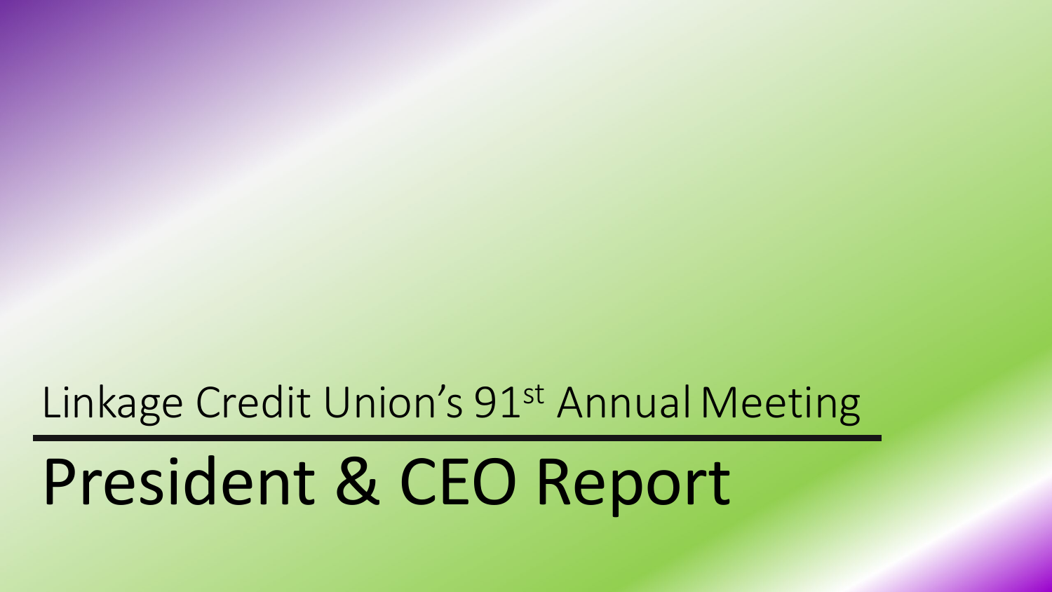Linkage Credit Union's 91st Annual Meeting

# President & CEO Report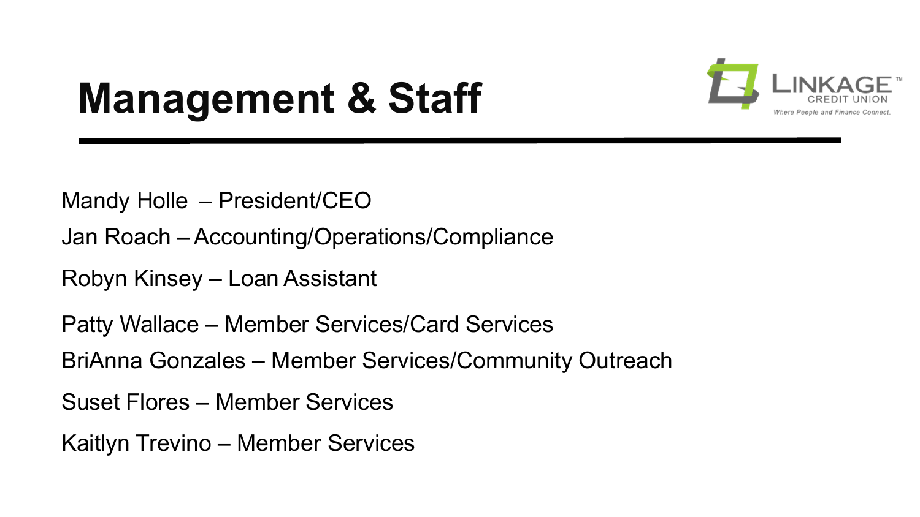# Management & Staff

Mandy Holle – President/CEO

Jan Roach – Accounting/Operations/Compliance

Robyn Kinsey – Loan Assistant

Patty Wallace – Member Services/Card Services

BriAnna Gonzales – Member Services/Community Outreach

Suset Flores – Member Services

Kaitlyn Trevino – Member Services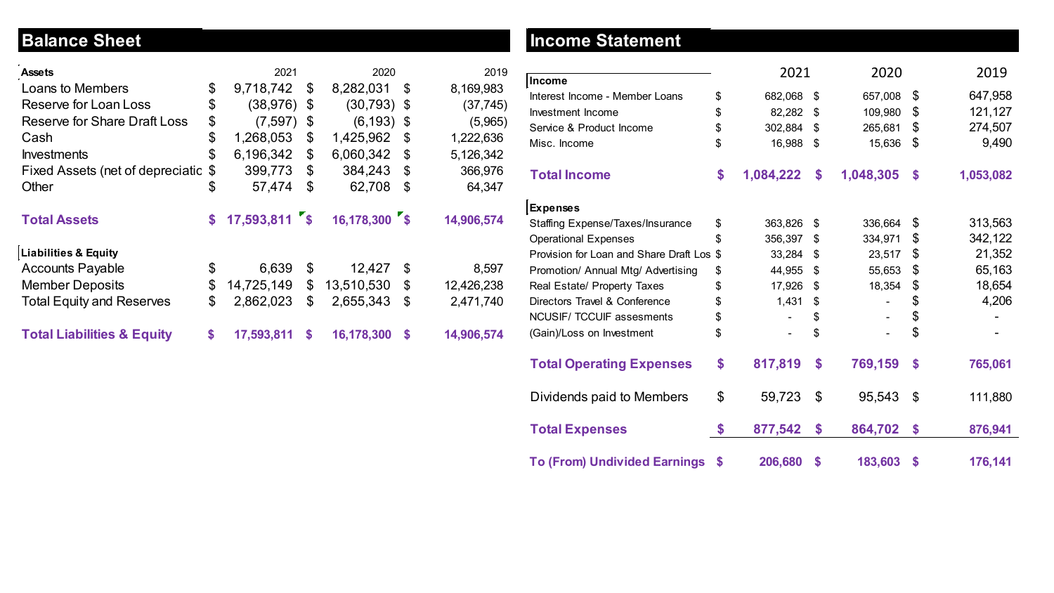## Balance Sheet

| Assets | 2021 | 2020 | 2019 |
|---|---|---|---|
| Loans to Members | $ 9,718,742 | $ 8,282,031 | $ 8,169,983 |
| Reserve for Loan Loss | $ (38,976) | $ (30,793) | $ (37,745) |
| Reserve for Share Draft Loss | $ (7,597) | $ (6,193) | $ (5,965) |
| Cash | $ 1,268,053 | $ 1,425,962 | $ 1,222,636 |
| Investments | $ 6,196,342 | $ 6,060,342 | $ 5,126,342 |
| Fixed Assets (net of depreciatic | $ 399,773 | $ 384,243 | $ 366,976 |
| Other | $ 57,474 | $ 62,708 | $ 64,347 |
| **Total Assets** | **$ 17,593,811** | **$ 16,178,300** | **$ 14,906,574** |
| **Liabilities & Equity** | | | |
| Accounts Payable | $ 6,639 | $ 12,427 | $ 8,597 |
| Member Deposits | $ 14,725,149 | $ 13,510,530 | $ 12,426,238 |
| Total Equity and Reserves | $ 2,862,023 | $ 2,655,343 | $ 2,471,740 |
| **Total Liabilities & Equity** | **$ 17,593,811** | **$ 16,178,300** | **$ 14,906,574** |

## Income Statement

| | 2021 | 2020 | 2019 |
|---|---|---|---|
| **Income** | | | |
| Interest Income - Member Loans | $ 682,068 | $ 657,008 | $ 647,958 |
| Investment Income | $ 82,282 | $ 109,980 | $ 121,127 |
| Service & Product Income | $ 302,884 | $ 265,681 | $ 274,507 |
| Misc. Income | $ 16,988 | $ 15,636 | $ 9,490 |
| **Total Income** | **$ 1,084,222** | **$ 1,048,305** | **$ 1,053,082** |
| **Expenses** | | | |
| Staffing Expense/Taxes/Insurance | $ 363,826 | $ 336,664 | $ 313,563 |
| Operational Expenses | $ 356,397 | $ 334,971 | $ 342,122 |
| Provision for Loan and Share Draft Los | $ 33,284 | $ 23,517 | $ 21,352 |
| Promotion/ Annual Mtg/ Advertising | $ 44,955 | $ 55,653 | $ 65,163 |
| Real Estate/ Property Taxes | $ 17,926 | $ 18,354 | $ 18,654 |
| Directors Travel & Conference | $ 1,431 | $ - | $ 4,206 |
| NCUSIF/ TCCUIF assesments | $ - | $ - | $ - |
| (Gain)/Loss on Investment | $ - | $ - | $ - |
| **Total Operating Expenses** | **$ 817,819** | **$ 769,159** | **$ 765,061** |
| Dividends paid to Members | $ 59,723 | $ 95,543 | $ 111,880 |
| **Total Expenses** | **$ 877,542** | **$ 864,702** | **$ 876,941** |
| **To (From) Undivided Earnings** | **$ 206,680** | **$ 183,603** | **$ 176,141** |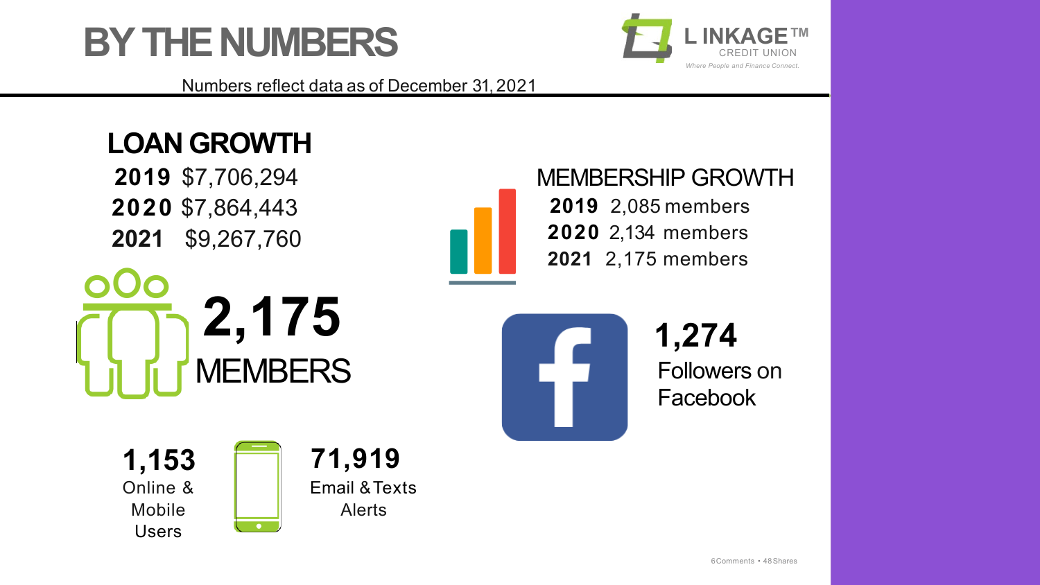# BY THE NUMBERS

LINKAGE™ CREDIT UNION
*Where People and Finance Connect.*

Numbers reflect data as of December 31, 2021

## LOAN GROWTH

**2019** $7,706,294
**2020** $7,864,443
**2021** $9,267,760

## MEMBERSHIP GROWTH

**2019** 2,085 members
**2020** 2,134 members
**2021** 2,175 members

**2,175**
MEMBERS

**1,274**
Followers on Facebook

**1,153**
Online & Mobile Users

**71,919**
Email & Texts Alerts

6 Comments • 48 Shares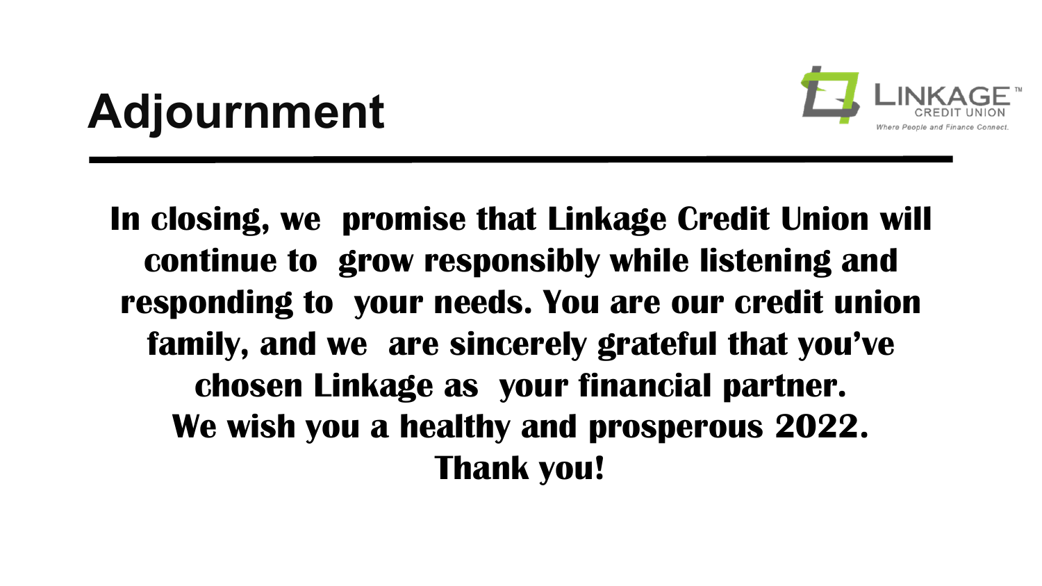# Adjournment

**In closing, we promise that Linkage Credit Union will continue to grow responsibly while listening and responding to your needs. You are our credit union family, and we are sincerely grateful that you've chosen Linkage as your financial partner.**

**We wish you a healthy and prosperous 2022.**

**Thank you!**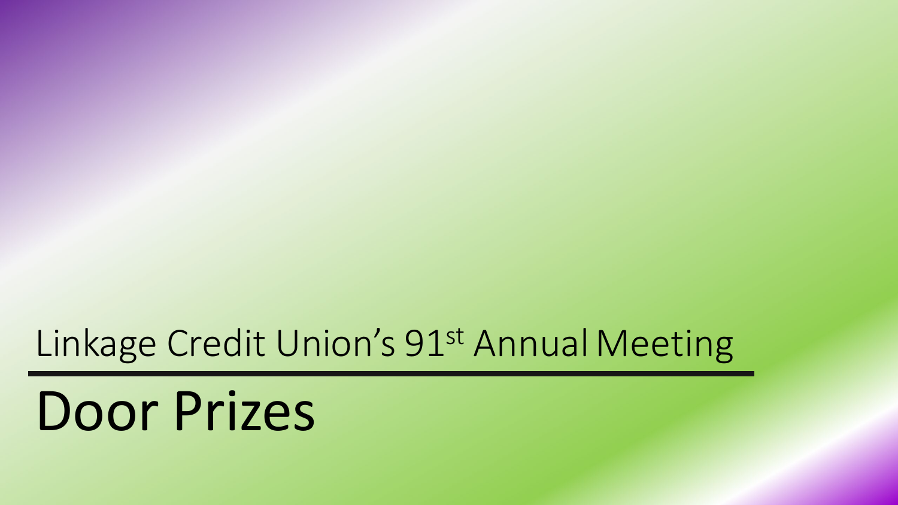Linkage Credit Union's 91st Annual Meeting

# Door Prizes